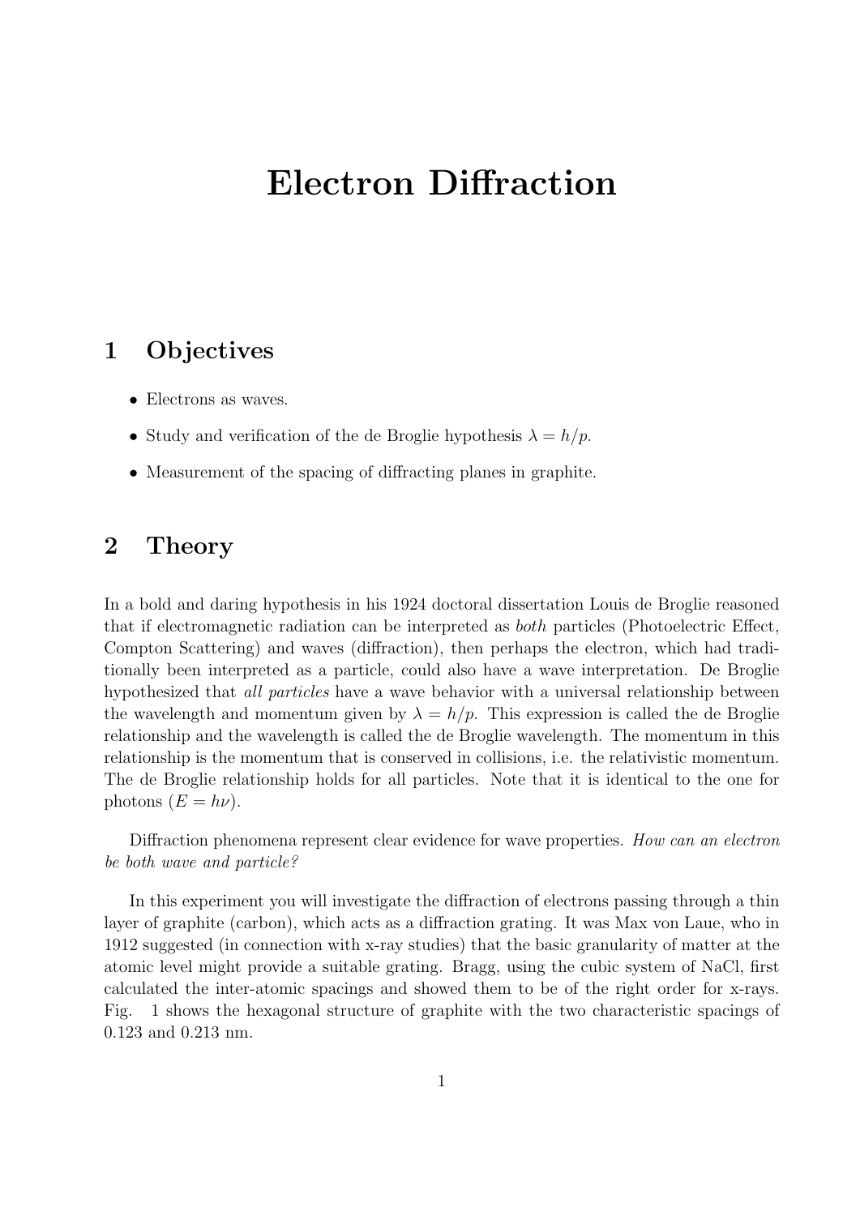# Electron Diffraction

## 1 Objectives

- Electrons as waves.
- Study and verification of the de Broglie hypothesis $\lambda = h/p$.
- Measurement of the spacing of diffracting planes in graphite.

## 2 Theory

In a bold and daring hypothesis in his 1924 doctoral dissertation Louis de Broglie reasoned that if electromagnetic radiation can be interpreted as *both* particles (Photoelectric Effect, Compton Scattering) and waves (diffraction), then perhaps the electron, which had traditionally been interpreted as a particle, could also have a wave interpretation. De Broglie hypothesized that *all particles* have a wave behavior with a universal relationship between the wavelength and momentum given by $\lambda = h/p$. This expression is called the de Broglie relationship and the wavelength is called the de Broglie wavelength. The momentum in this relationship is the momentum that is conserved in collisions, i.e. the relativistic momentum. The de Broglie relationship holds for all particles. Note that it is identical to the one for photons ($E = h\nu$).

Diffraction phenomena represent clear evidence for wave properties. *How can an electron be both wave and particle?*

In this experiment you will investigate the diffraction of electrons passing through a thin layer of graphite (carbon), which acts as a diffraction grating. It was Max von Laue, who in 1912 suggested (in connection with x-ray studies) that the basic granularity of matter at the atomic level might provide a suitable grating. Bragg, using the cubic system of NaCl, first calculated the inter-atomic spacings and showed them to be of the right order for x-rays. Fig. 1 shows the hexagonal structure of graphite with the two characteristic spacings of 0.123 and 0.213 nm.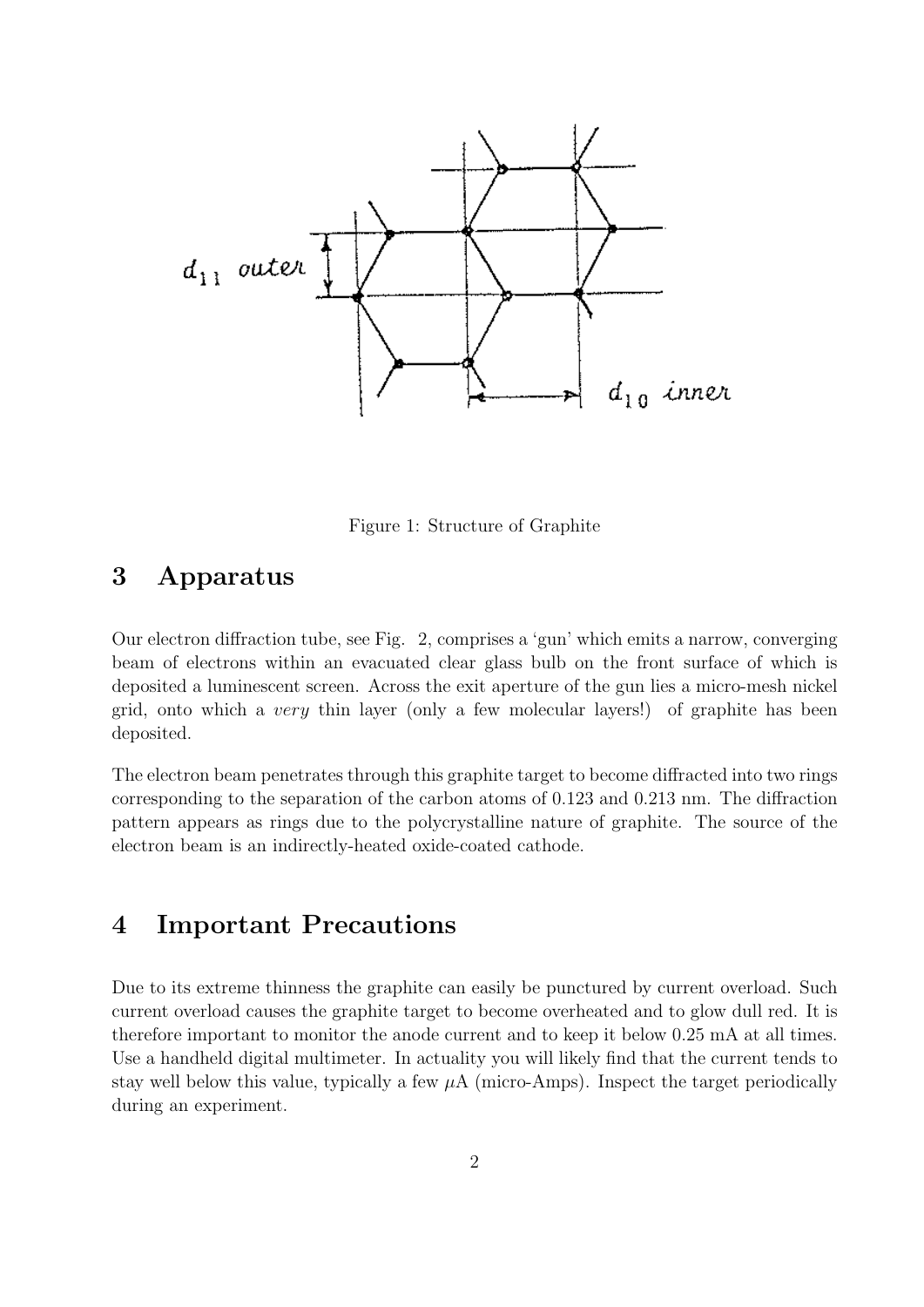Figure 1: Structure of Graphite

## 3 Apparatus

Our electron diffraction tube, see Fig. 2, comprises a 'gun' which emits a narrow, converging beam of electrons within an evacuated clear glass bulb on the front surface of which is deposited a luminescent screen. Across the exit aperture of the gun lies a micro-mesh nickel grid, onto which a *very* thin layer (only a few molecular layers!) of graphite has been deposited.

The electron beam penetrates through this graphite target to become diffracted into two rings corresponding to the separation of the carbon atoms of 0.123 and 0.213 nm. The diffraction pattern appears as rings due to the polycrystalline nature of graphite. The source of the electron beam is an indirectly-heated oxide-coated cathode.

## 4 Important Precautions

Due to its extreme thinness the graphite can easily be punctured by current overload. Such current overload causes the graphite target to become overheated and to glow dull red. It is therefore important to monitor the anode current and to keep it below 0.25 mA at all times. Use a handheld digital multimeter. In actuality you will likely find that the current tends to stay well below this value, typically a few $\mu$A (micro-Amps). Inspect the target periodically during an experiment.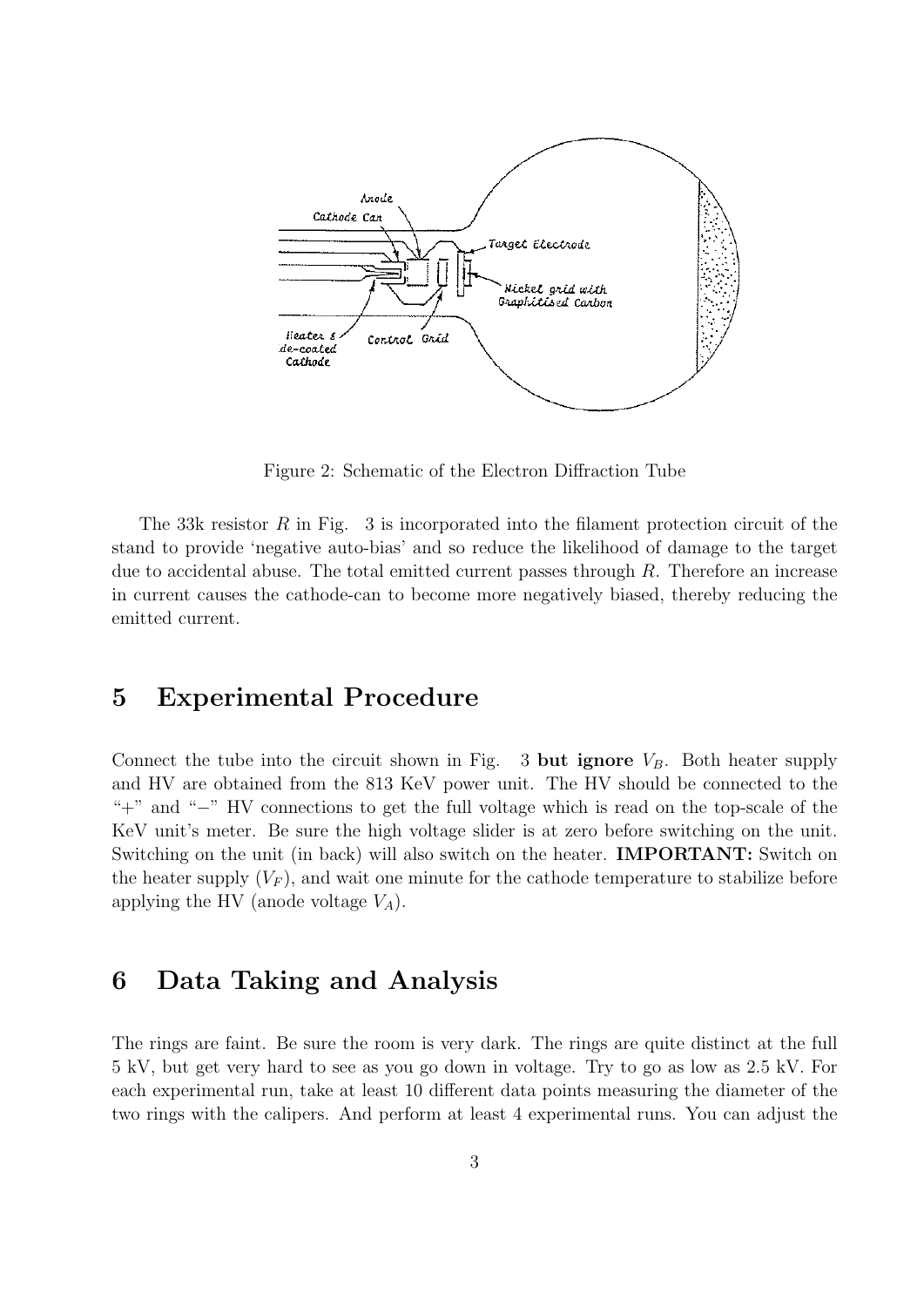Figure 2: Schematic of the Electron Diffraction Tube

The 33k resistor $R$ in Fig. 3 is incorporated into the filament protection circuit of the stand to provide 'negative auto-bias' and so reduce the likelihood of damage to the target due to accidental abuse. The total emitted current passes through $R$. Therefore an increase in current causes the cathode-can to become more negatively biased, thereby reducing the emitted current.

## 5 Experimental Procedure

Connect the tube into the circuit shown in Fig. 3 **but ignore** $V_B$. Both heater supply and HV are obtained from the 813 KeV power unit. The HV should be connected to the "+" and "−" HV connections to get the full voltage which is read on the top-scale of the KeV unit's meter. Be sure the high voltage slider is at zero before switching on the unit. Switching on the unit (in back) will also switch on the heater. **IMPORTANT:** Switch on the heater supply ($V_F$), and wait one minute for the cathode temperature to stabilize before applying the HV (anode voltage $V_A$).

## 6 Data Taking and Analysis

The rings are faint. Be sure the room is very dark. The rings are quite distinct at the full 5 kV, but get very hard to see as you go down in voltage. Try to go as low as 2.5 kV. For each experimental run, take at least 10 different data points measuring the diameter of the two rings with the calipers. And perform at least 4 experimental runs. You can adjust the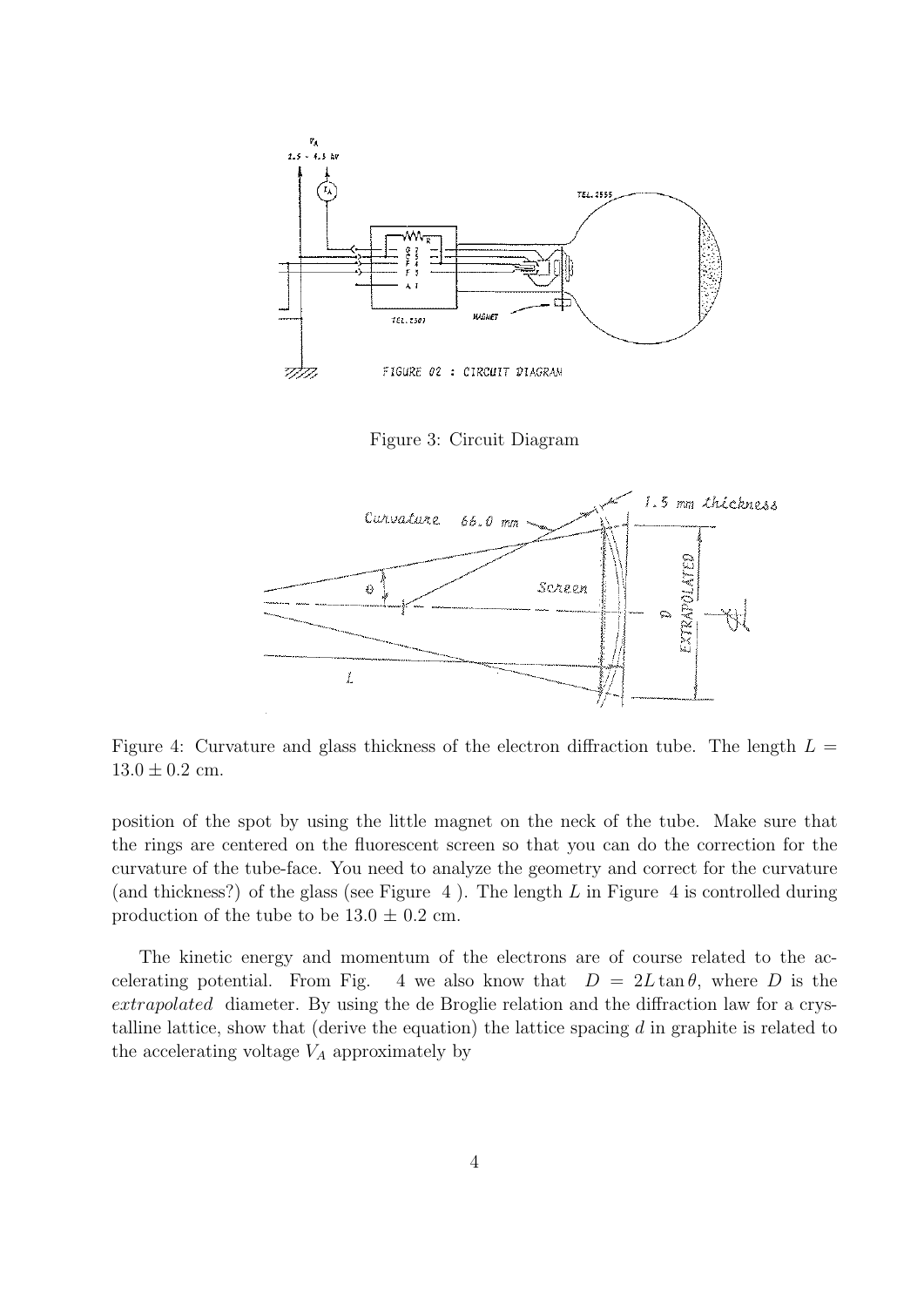Figure 3: Circuit Diagram

Figure 4: Curvature and glass thickness of the electron diffraction tube. The length $L = 13.0 \pm 0.2$ cm.

position of the spot by using the little magnet on the neck of the tube. Make sure that the rings are centered on the fluorescent screen so that you can do the correction for the curvature of the tube-face. You need to analyze the geometry and correct for the curvature (and thickness?) of the glass (see Figure 4 ). The length $L$ in Figure 4 is controlled during production of the tube to be $13.0 \pm 0.2$ cm.

The kinetic energy and momentum of the electrons are of course related to the accelerating potential. From Fig. 4 we also know that $D = 2L \tan\theta$, where $D$ is the *extrapolated* diameter. By using the de Broglie relation and the diffraction law for a crystalline lattice, show that (derive the equation) the lattice spacing $d$ in graphite is related to the accelerating voltage $V_A$ approximately by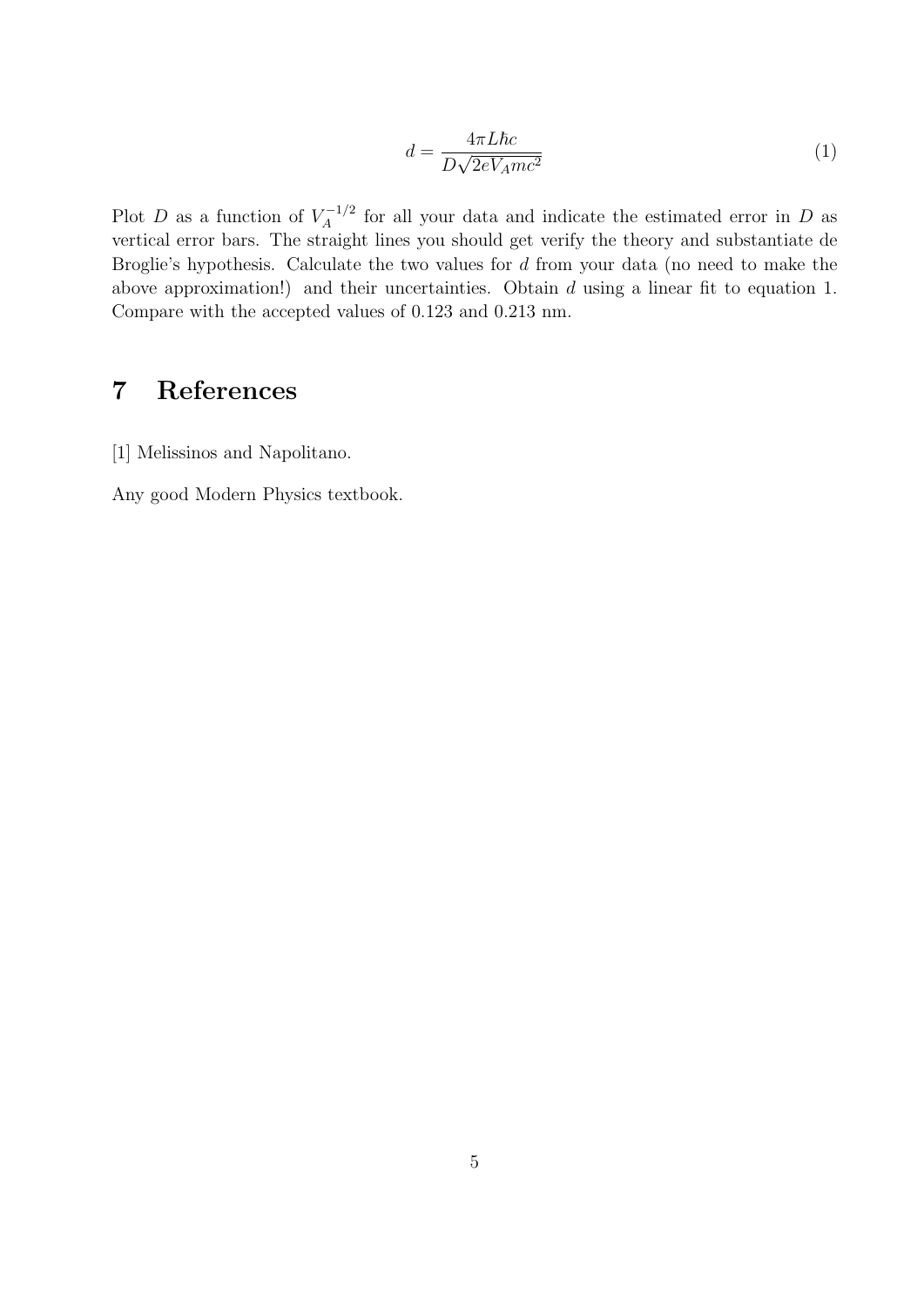$$d = \frac{4\pi L\hbar c}{D\sqrt{2eV_A mc^2}} \tag{1}$$

Plot $D$ as a function of $V_A^{-1/2}$ for all your data and indicate the estimated error in $D$ as vertical error bars. The straight lines you should get verify the theory and substantiate de Broglie's hypothesis. Calculate the two values for $d$ from your data (no need to make the above approximation!) and their uncertainties. Obtain $d$ using a linear fit to equation 1. Compare with the accepted values of 0.123 and 0.213 nm.

# 7 References

[1] Melissinos and Napolitano.

Any good Modern Physics textbook.